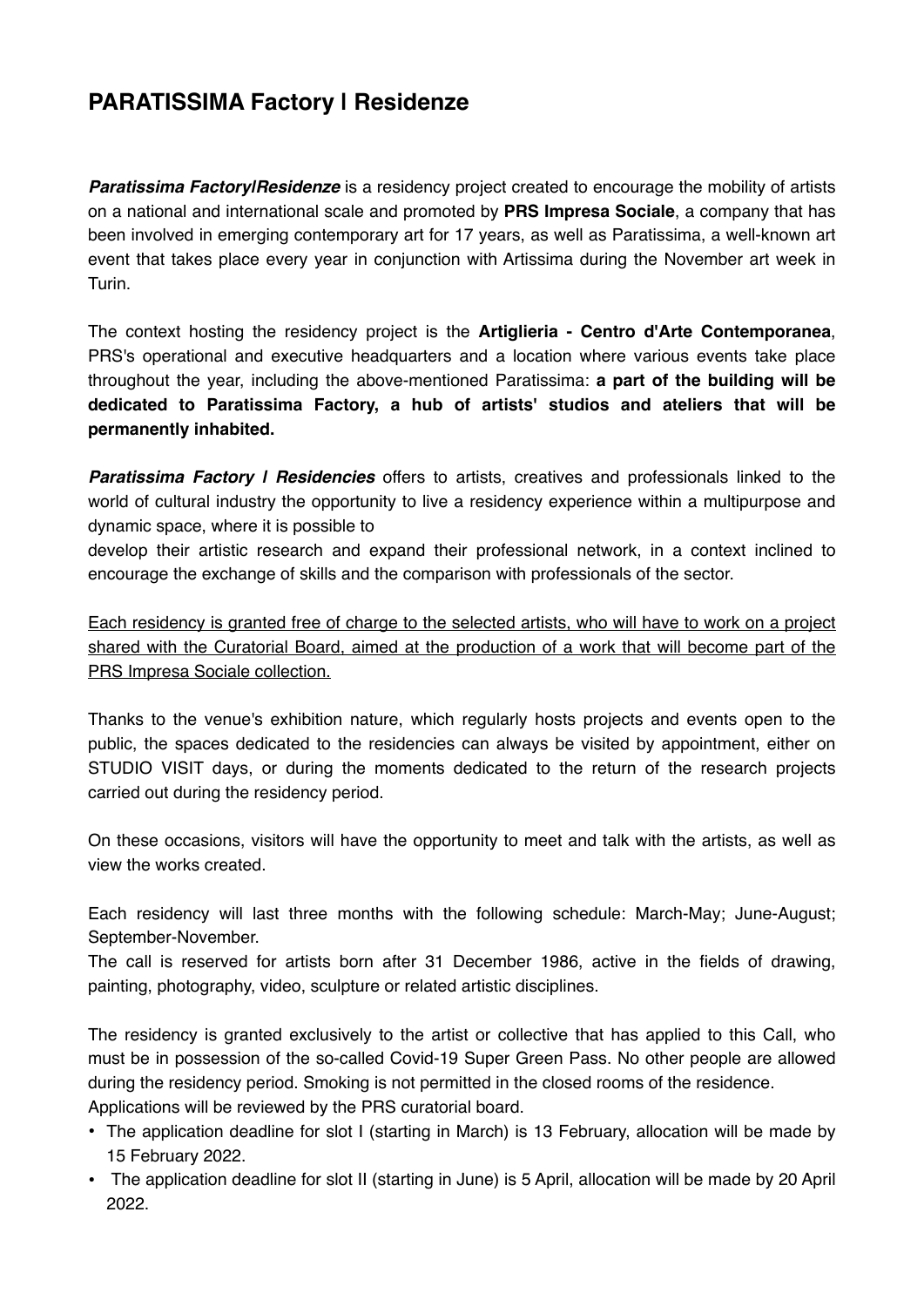# PARATISSIMA Factory I Residenze

***Paratissima Factory|Residenze*** is a residency project created to encourage the mobility of artists on a national and international scale and promoted by **PRS Impresa Sociale**, a company that has been involved in emerging contemporary art for 17 years, as well as Paratissima, a well-known art event that takes place every year in conjunction with Artissima during the November art week in Turin.

The context hosting the residency project is the **Artiglieria - Centro d'Arte Contemporanea**, PRS's operational and executive headquarters and a location where various events take place throughout the year, including the above-mentioned Paratissima: **a part of the building will be dedicated to Paratissima Factory, a hub of artists' studios and ateliers that will be permanently inhabited.**

***Paratissima Factory I Residencies*** offers to artists, creatives and professionals linked to the world of cultural industry the opportunity to live a residency experience within a multipurpose and dynamic space, where it is possible to

develop their artistic research and expand their professional network, in a context inclined to encourage the exchange of skills and the comparison with professionals of the sector.

<u>Each residency is granted free of charge to the selected artists, who will have to work on a project shared with the Curatorial Board, aimed at the production of a work that will become part of the PRS Impresa Sociale collection.</u>

Thanks to the venue's exhibition nature, which regularly hosts projects and events open to the public, the spaces dedicated to the residencies can always be visited by appointment, either on STUDIO VISIT days, or during the moments dedicated to the return of the research projects carried out during the residency period.

On these occasions, visitors will have the opportunity to meet and talk with the artists, as well as view the works created.

Each residency will last three months with the following schedule: March-May; June-August; September-November.

The call is reserved for artists born after 31 December 1986, active in the fields of drawing, painting, photography, video, sculpture or related artistic disciplines.

The residency is granted exclusively to the artist or collective that has applied to this Call, who must be in possession of the so-called Covid-19 Super Green Pass. No other people are allowed during the residency period. Smoking is not permitted in the closed rooms of the residence.

Applications will be reviewed by the PRS curatorial board.

- The application deadline for slot I (starting in March) is 13 February, allocation will be made by 15 February 2022.
- The application deadline for slot II (starting in June) is 5 April, allocation will be made by 20 April 2022.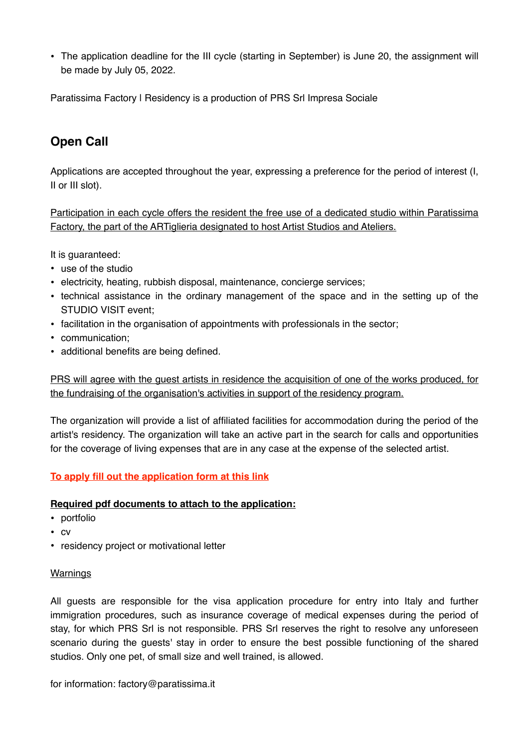- The application deadline for the III cycle (starting in September) is June 20, the assignment will be made by July 05, 2022.

Paratissima Factory I Residency is a production of PRS Srl Impresa Sociale

## Open Call

Applications are accepted throughout the year, expressing a preference for the period of interest (I, II or III slot).

Participation in each cycle offers the resident the free use of a dedicated studio within Paratissima Factory, the part of the ARTiglieria designated to host Artist Studios and Ateliers.

It is guaranteed:
- use of the studio
- electricity, heating, rubbish disposal, maintenance, concierge services;
- technical assistance in the ordinary management of the space and in the setting up of the STUDIO VISIT event;
- facilitation in the organisation of appointments with professionals in the sector;
- communication;
- additional benefits are being defined.

PRS will agree with the guest artists in residence the acquisition of one of the works produced, for the fundraising of the organisation's activities in support of the residency program.

The organization will provide a list of affiliated facilities for accommodation during the period of the artist's residency. The organization will take an active part in the search for calls and opportunities for the coverage of living expenses that are in any case at the expense of the selected artist.

**To apply fill out the application form at this link**

**Required pdf documents to attach to the application:**
- portfolio
- cv
- residency project or motivational letter

Warnings

All guests are responsible for the visa application procedure for entry into Italy and further immigration procedures, such as insurance coverage of medical expenses during the period of stay, for which PRS Srl is not responsible. PRS Srl reserves the right to resolve any unforeseen scenario during the guests' stay in order to ensure the best possible functioning of the shared studios. Only one pet, of small size and well trained, is allowed.

for information: factory@paratissima.it